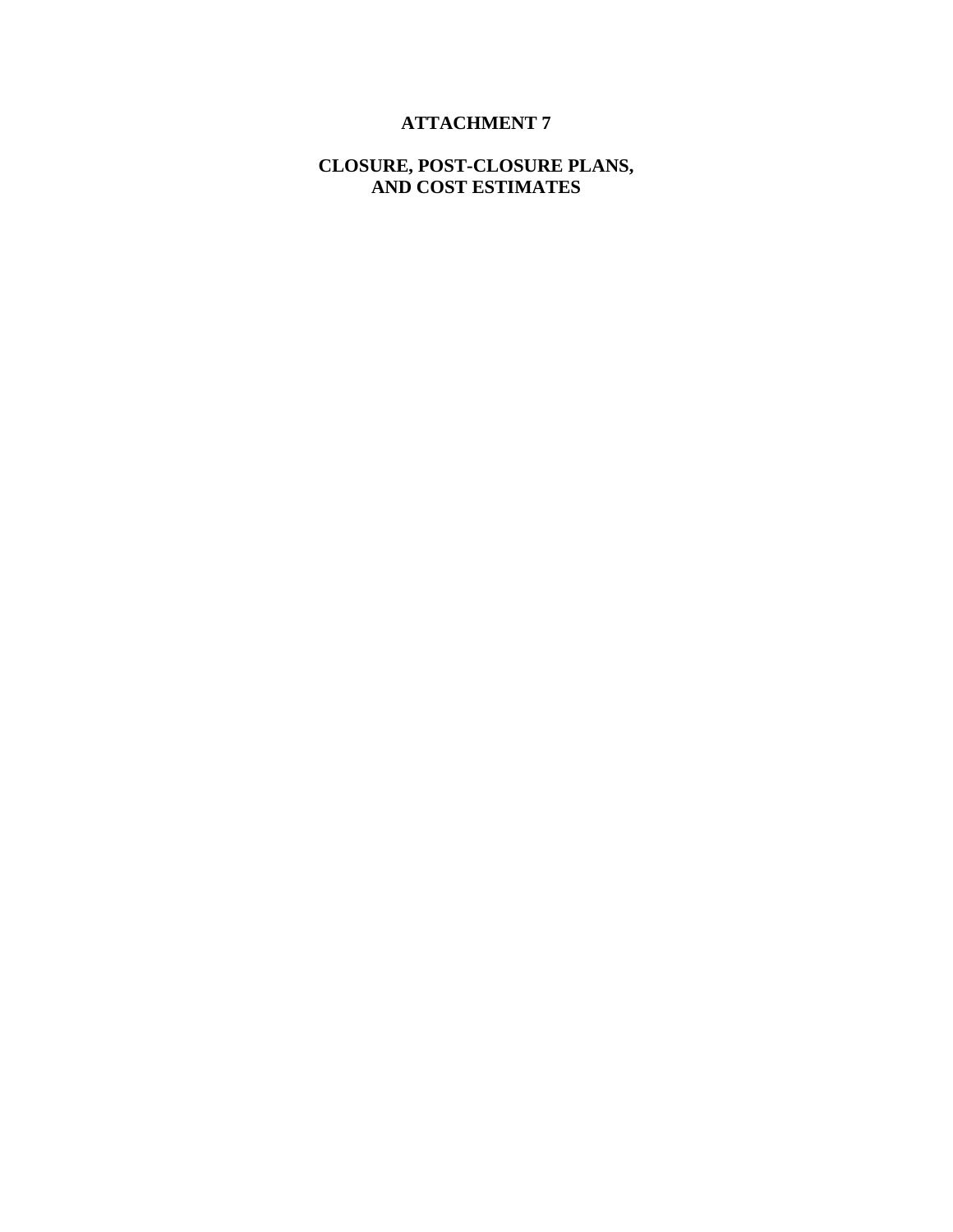# ATTACHMENT 7

## CLOSURE, POST-CLOSURE PLANS, AND COST ESTIMATES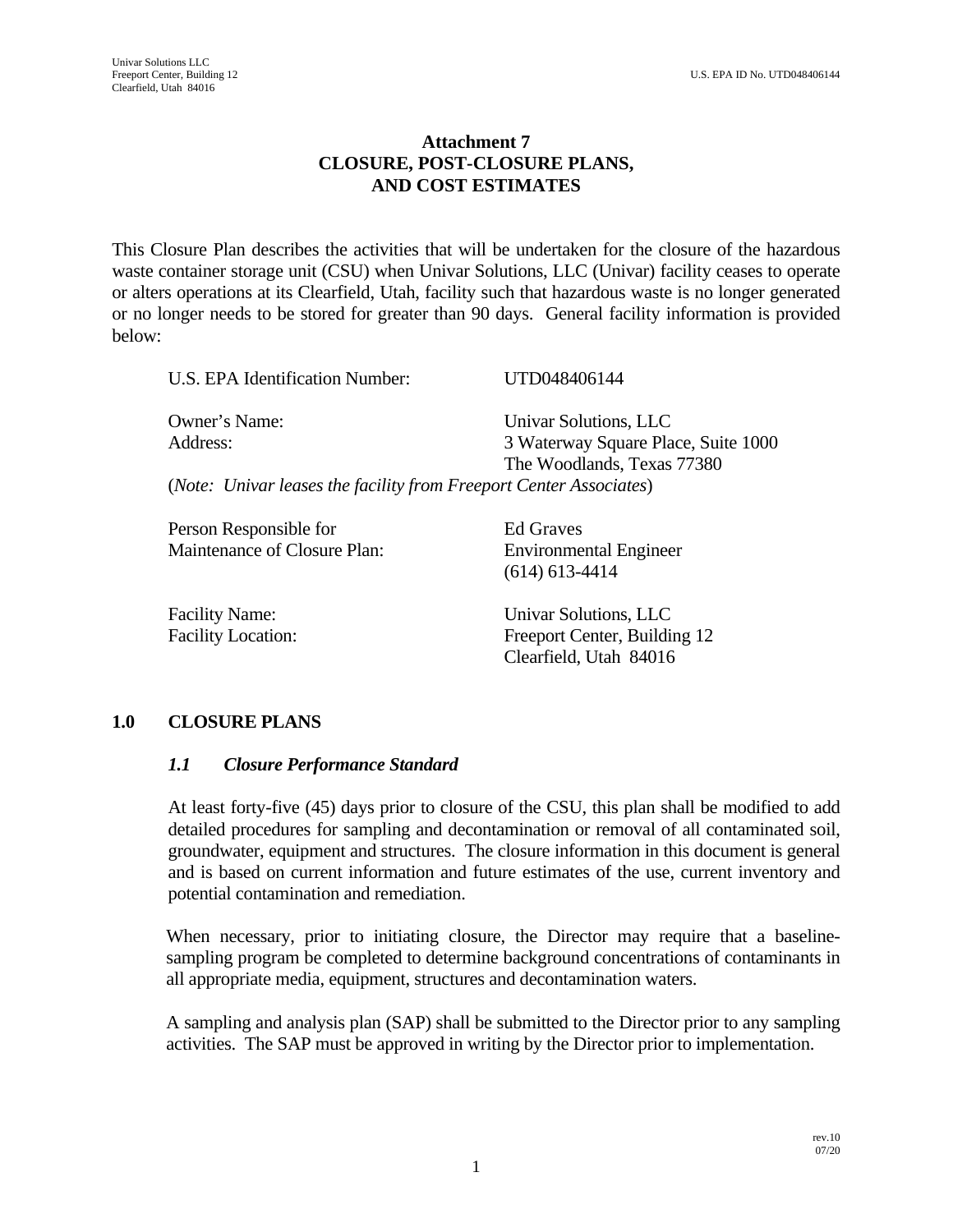# Attachment 7
# CLOSURE, POST-CLOSURE PLANS, AND COST ESTIMATES

This Closure Plan describes the activities that will be undertaken for the closure of the hazardous waste container storage unit (CSU) when Univar Solutions, LLC (Univar) facility ceases to operate or alters operations at its Clearfield, Utah, facility such that hazardous waste is no longer generated or no longer needs to be stored for greater than 90 days. General facility information is provided below:

| | |
|---|---|
| U.S. EPA Identification Number: | UTD048406144 |
| Owner's Name: | Univar Solutions, LLC |
| Address: | 3 Waterway Square Place, Suite 1000<br>The Woodlands, Texas 77380 |

(*Note: Univar leases the facility from Freeport Center Associates*)

| | |
|---|---|
| Person Responsible for Maintenance of Closure Plan: | Ed Graves<br>Environmental Engineer<br>(614) 613-4414 |
| Facility Name: | Univar Solutions, LLC |
| Facility Location: | Freeport Center, Building 12<br>Clearfield, Utah 84016 |

## 1.0 CLOSURE PLANS

### *1.1 Closure Performance Standard*

At least forty-five (45) days prior to closure of the CSU, this plan shall be modified to add detailed procedures for sampling and decontamination or removal of all contaminated soil, groundwater, equipment and structures. The closure information in this document is general and is based on current information and future estimates of the use, current inventory and potential contamination and remediation.

When necessary, prior to initiating closure, the Director may require that a baseline-sampling program be completed to determine background concentrations of contaminants in all appropriate media, equipment, structures and decontamination waters.

A sampling and analysis plan (SAP) shall be submitted to the Director prior to any sampling activities. The SAP must be approved in writing by the Director prior to implementation.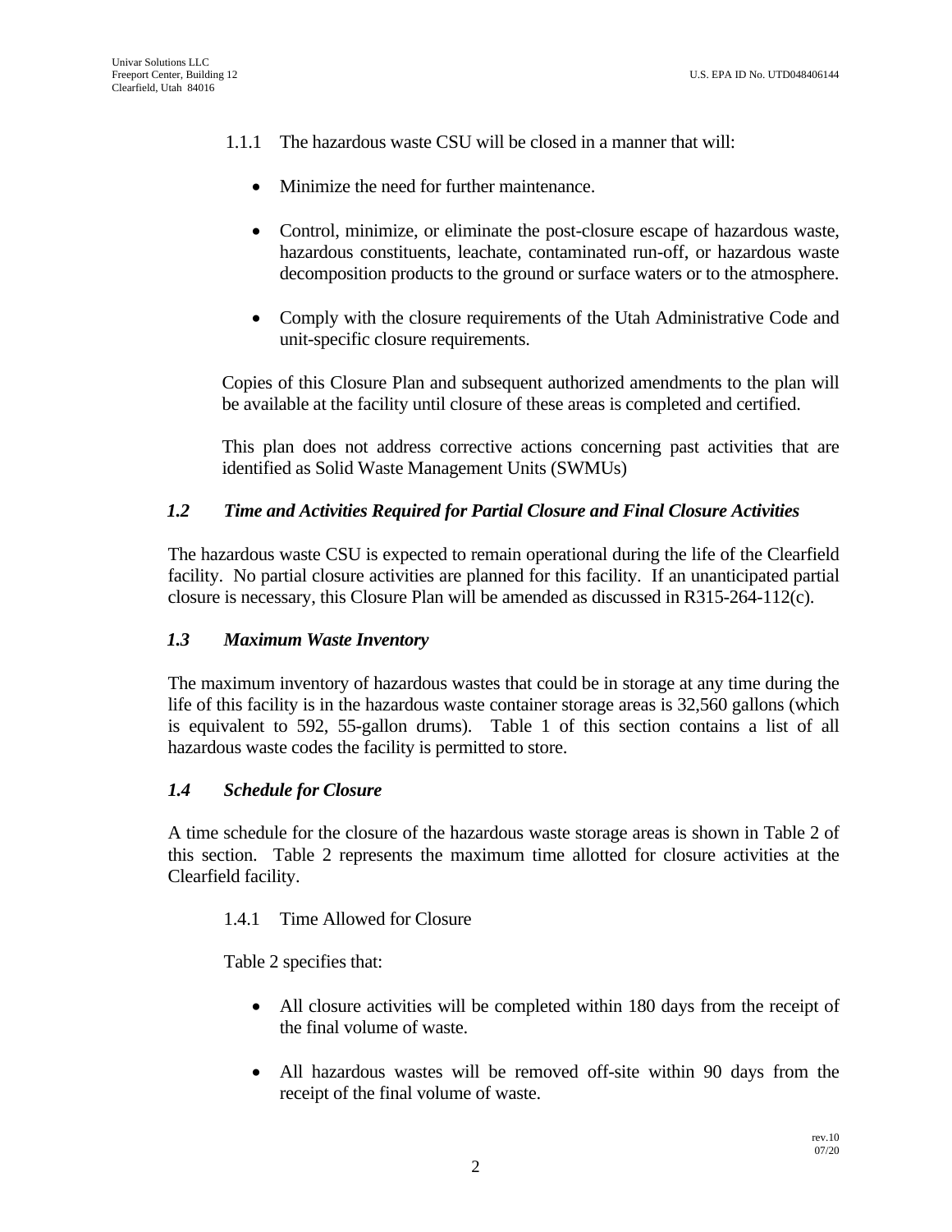1.1.1 The hazardous waste CSU will be closed in a manner that will:

- Minimize the need for further maintenance.
- Control, minimize, or eliminate the post-closure escape of hazardous waste, hazardous constituents, leachate, contaminated run-off, or hazardous waste decomposition products to the ground or surface waters or to the atmosphere.
- Comply with the closure requirements of the Utah Administrative Code and unit-specific closure requirements.

Copies of this Closure Plan and subsequent authorized amendments to the plan will be available at the facility until closure of these areas is completed and certified.

This plan does not address corrective actions concerning past activities that are identified as Solid Waste Management Units (SWMUs)

### *1.2 Time and Activities Required for Partial Closure and Final Closure Activities*

The hazardous waste CSU is expected to remain operational during the life of the Clearfield facility. No partial closure activities are planned for this facility. If an unanticipated partial closure is necessary, this Closure Plan will be amended as discussed in R315-264-112(c).

### *1.3 Maximum Waste Inventory*

The maximum inventory of hazardous wastes that could be in storage at any time during the life of this facility is in the hazardous waste container storage areas is 32,560 gallons (which is equivalent to 592, 55-gallon drums). Table 1 of this section contains a list of all hazardous waste codes the facility is permitted to store.

### *1.4 Schedule for Closure*

A time schedule for the closure of the hazardous waste storage areas is shown in Table 2 of this section. Table 2 represents the maximum time allotted for closure activities at the Clearfield facility.

1.4.1 Time Allowed for Closure

Table 2 specifies that:

- All closure activities will be completed within 180 days from the receipt of the final volume of waste.
- All hazardous wastes will be removed off-site within 90 days from the receipt of the final volume of waste.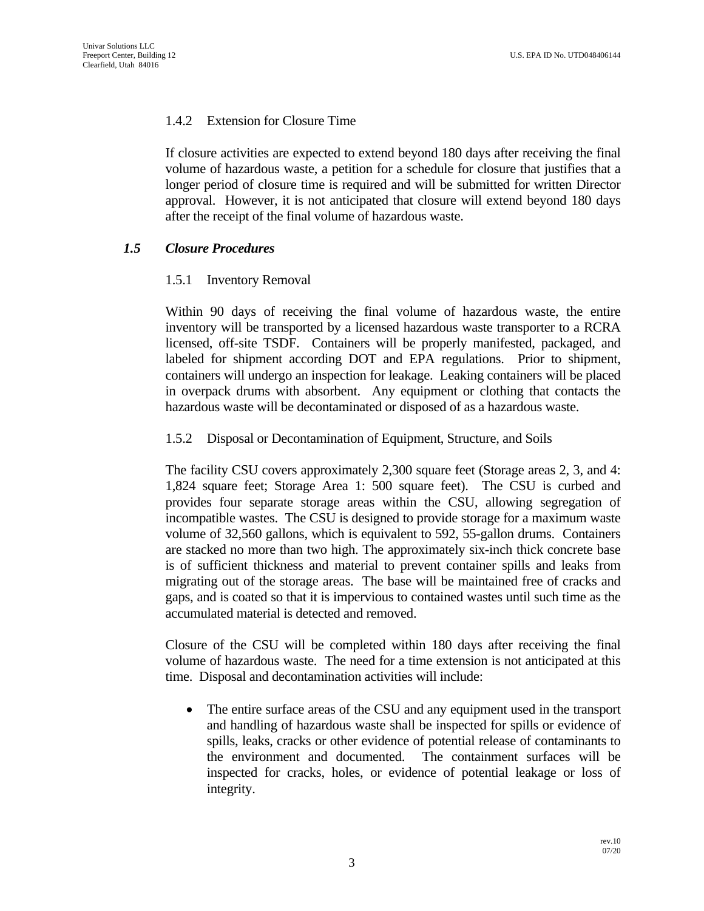#### 1.4.2 Extension for Closure Time

If closure activities are expected to extend beyond 180 days after receiving the final volume of hazardous waste, a petition for a schedule for closure that justifies that a longer period of closure time is required and will be submitted for written Director approval. However, it is not anticipated that closure will extend beyond 180 days after the receipt of the final volume of hazardous waste.

### *1.5 Closure Procedures*

#### 1.5.1 Inventory Removal

Within 90 days of receiving the final volume of hazardous waste, the entire inventory will be transported by a licensed hazardous waste transporter to a RCRA licensed, off-site TSDF. Containers will be properly manifested, packaged, and labeled for shipment according DOT and EPA regulations. Prior to shipment, containers will undergo an inspection for leakage. Leaking containers will be placed in overpack drums with absorbent. Any equipment or clothing that contacts the hazardous waste will be decontaminated or disposed of as a hazardous waste.

#### 1.5.2 Disposal or Decontamination of Equipment, Structure, and Soils

The facility CSU covers approximately 2,300 square feet (Storage areas 2, 3, and 4: 1,824 square feet; Storage Area 1: 500 square feet). The CSU is curbed and provides four separate storage areas within the CSU, allowing segregation of incompatible wastes. The CSU is designed to provide storage for a maximum waste volume of 32,560 gallons, which is equivalent to 592, 55-gallon drums. Containers are stacked no more than two high. The approximately six-inch thick concrete base is of sufficient thickness and material to prevent container spills and leaks from migrating out of the storage areas. The base will be maintained free of cracks and gaps, and is coated so that it is impervious to contained wastes until such time as the accumulated material is detected and removed.

Closure of the CSU will be completed within 180 days after receiving the final volume of hazardous waste. The need for a time extension is not anticipated at this time. Disposal and decontamination activities will include:

- The entire surface areas of the CSU and any equipment used in the transport and handling of hazardous waste shall be inspected for spills or evidence of spills, leaks, cracks or other evidence of potential release of contaminants to the environment and documented. The containment surfaces will be inspected for cracks, holes, or evidence of potential leakage or loss of integrity.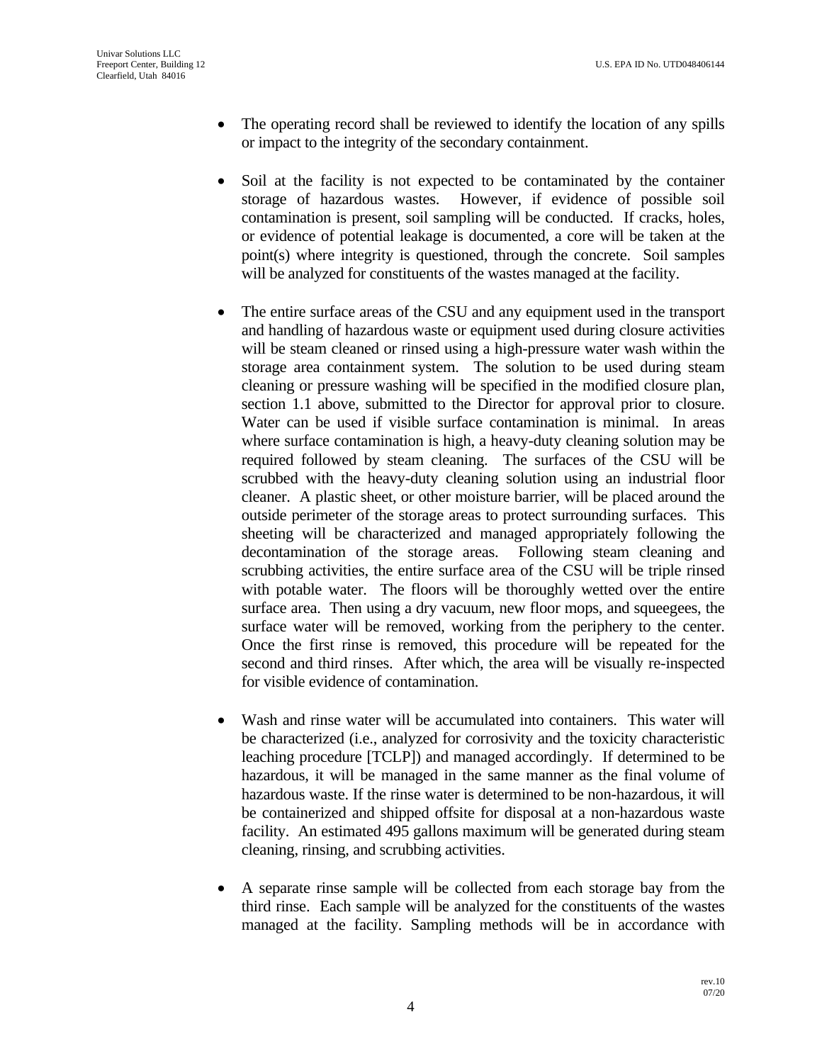- The operating record shall be reviewed to identify the location of any spills or impact to the integrity of the secondary containment.

- Soil at the facility is not expected to be contaminated by the container storage of hazardous wastes. However, if evidence of possible soil contamination is present, soil sampling will be conducted. If cracks, holes, or evidence of potential leakage is documented, a core will be taken at the point(s) where integrity is questioned, through the concrete. Soil samples will be analyzed for constituents of the wastes managed at the facility.

- The entire surface areas of the CSU and any equipment used in the transport and handling of hazardous waste or equipment used during closure activities will be steam cleaned or rinsed using a high-pressure water wash within the storage area containment system. The solution to be used during steam cleaning or pressure washing will be specified in the modified closure plan, section 1.1 above, submitted to the Director for approval prior to closure. Water can be used if visible surface contamination is minimal. In areas where surface contamination is high, a heavy-duty cleaning solution may be required followed by steam cleaning. The surfaces of the CSU will be scrubbed with the heavy-duty cleaning solution using an industrial floor cleaner. A plastic sheet, or other moisture barrier, will be placed around the outside perimeter of the storage areas to protect surrounding surfaces. This sheeting will be characterized and managed appropriately following the decontamination of the storage areas. Following steam cleaning and scrubbing activities, the entire surface area of the CSU will be triple rinsed with potable water. The floors will be thoroughly wetted over the entire surface area. Then using a dry vacuum, new floor mops, and squeegees, the surface water will be removed, working from the periphery to the center. Once the first rinse is removed, this procedure will be repeated for the second and third rinses. After which, the area will be visually re-inspected for visible evidence of contamination.

- Wash and rinse water will be accumulated into containers. This water will be characterized (i.e., analyzed for corrosivity and the toxicity characteristic leaching procedure [TCLP]) and managed accordingly. If determined to be hazardous, it will be managed in the same manner as the final volume of hazardous waste. If the rinse water is determined to be non-hazardous, it will be containerized and shipped offsite for disposal at a non-hazardous waste facility. An estimated 495 gallons maximum will be generated during steam cleaning, rinsing, and scrubbing activities.

- A separate rinse sample will be collected from each storage bay from the third rinse. Each sample will be analyzed for the constituents of the wastes managed at the facility. Sampling methods will be in accordance with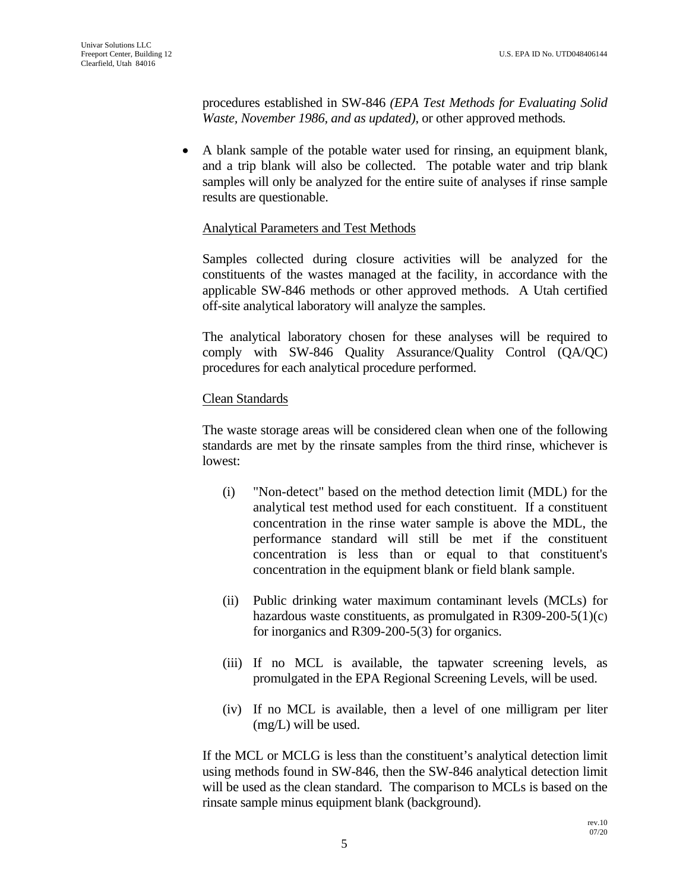procedures established in SW-846 *(EPA Test Methods for Evaluating Solid Waste, November 1986, and as updated)*, or other approved methods.

- A blank sample of the potable water used for rinsing, an equipment blank, and a trip blank will also be collected. The potable water and trip blank samples will only be analyzed for the entire suite of analyses if rinse sample results are questionable.

Analytical Parameters and Test Methods

Samples collected during closure activities will be analyzed for the constituents of the wastes managed at the facility, in accordance with the applicable SW-846 methods or other approved methods. A Utah certified off-site analytical laboratory will analyze the samples.

The analytical laboratory chosen for these analyses will be required to comply with SW-846 Quality Assurance/Quality Control (QA/QC) procedures for each analytical procedure performed.

Clean Standards

The waste storage areas will be considered clean when one of the following standards are met by the rinsate samples from the third rinse, whichever is lowest:

(i) "Non-detect" based on the method detection limit (MDL) for the analytical test method used for each constituent. If a constituent concentration in the rinse water sample is above the MDL, the performance standard will still be met if the constituent concentration is less than or equal to that constituent's concentration in the equipment blank or field blank sample.

(ii) Public drinking water maximum contaminant levels (MCLs) for hazardous waste constituents, as promulgated in R309-200-5(1)(c) for inorganics and R309-200-5(3) for organics.

(iii) If no MCL is available, the tapwater screening levels, as promulgated in the EPA Regional Screening Levels, will be used.

(iv) If no MCL is available, then a level of one milligram per liter (mg/L) will be used.

If the MCL or MCLG is less than the constituent's analytical detection limit using methods found in SW-846, then the SW-846 analytical detection limit will be used as the clean standard. The comparison to MCLs is based on the rinsate sample minus equipment blank (background).

rev.10
07/20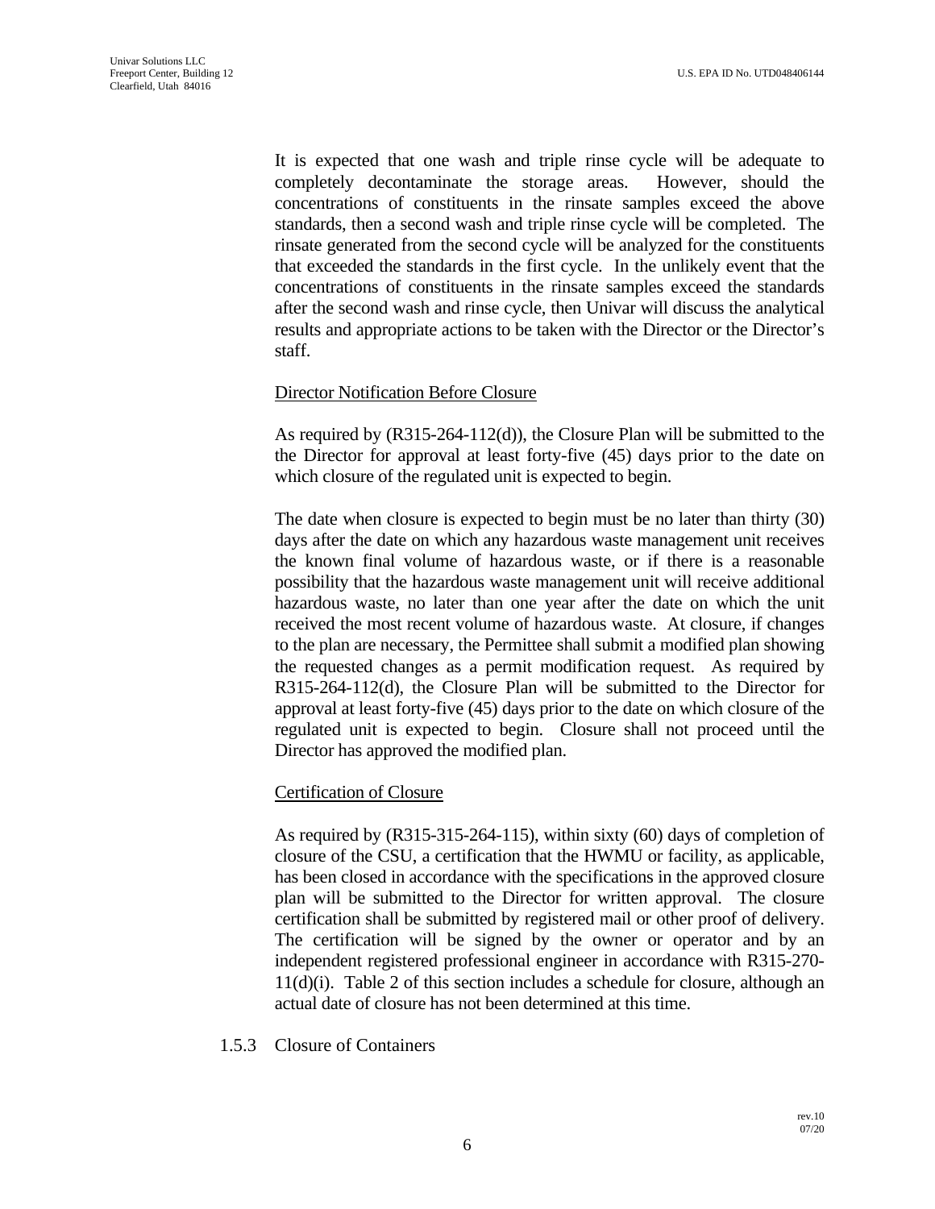It is expected that one wash and triple rinse cycle will be adequate to completely decontaminate the storage areas. However, should the concentrations of constituents in the rinsate samples exceed the above standards, then a second wash and triple rinse cycle will be completed. The rinsate generated from the second cycle will be analyzed for the constituents that exceeded the standards in the first cycle. In the unlikely event that the concentrations of constituents in the rinsate samples exceed the standards after the second wash and rinse cycle, then Univar will discuss the analytical results and appropriate actions to be taken with the Director or the Director's staff.

Director Notification Before Closure

As required by (R315-264-112(d)), the Closure Plan will be submitted to the the Director for approval at least forty-five (45) days prior to the date on which closure of the regulated unit is expected to begin.

The date when closure is expected to begin must be no later than thirty (30) days after the date on which any hazardous waste management unit receives the known final volume of hazardous waste, or if there is a reasonable possibility that the hazardous waste management unit will receive additional hazardous waste, no later than one year after the date on which the unit received the most recent volume of hazardous waste. At closure, if changes to the plan are necessary, the Permittee shall submit a modified plan showing the requested changes as a permit modification request. As required by R315-264-112(d), the Closure Plan will be submitted to the Director for approval at least forty-five (45) days prior to the date on which closure of the regulated unit is expected to begin. Closure shall not proceed until the Director has approved the modified plan.

Certification of Closure

As required by (R315-315-264-115), within sixty (60) days of completion of closure of the CSU, a certification that the HWMU or facility, as applicable, has been closed in accordance with the specifications in the approved closure plan will be submitted to the Director for written approval. The closure certification shall be submitted by registered mail or other proof of delivery. The certification will be signed by the owner or operator and by an independent registered professional engineer in accordance with R315-270-11(d)(i). Table 2 of this section includes a schedule for closure, although an actual date of closure has not been determined at this time.

### 1.5.3 Closure of Containers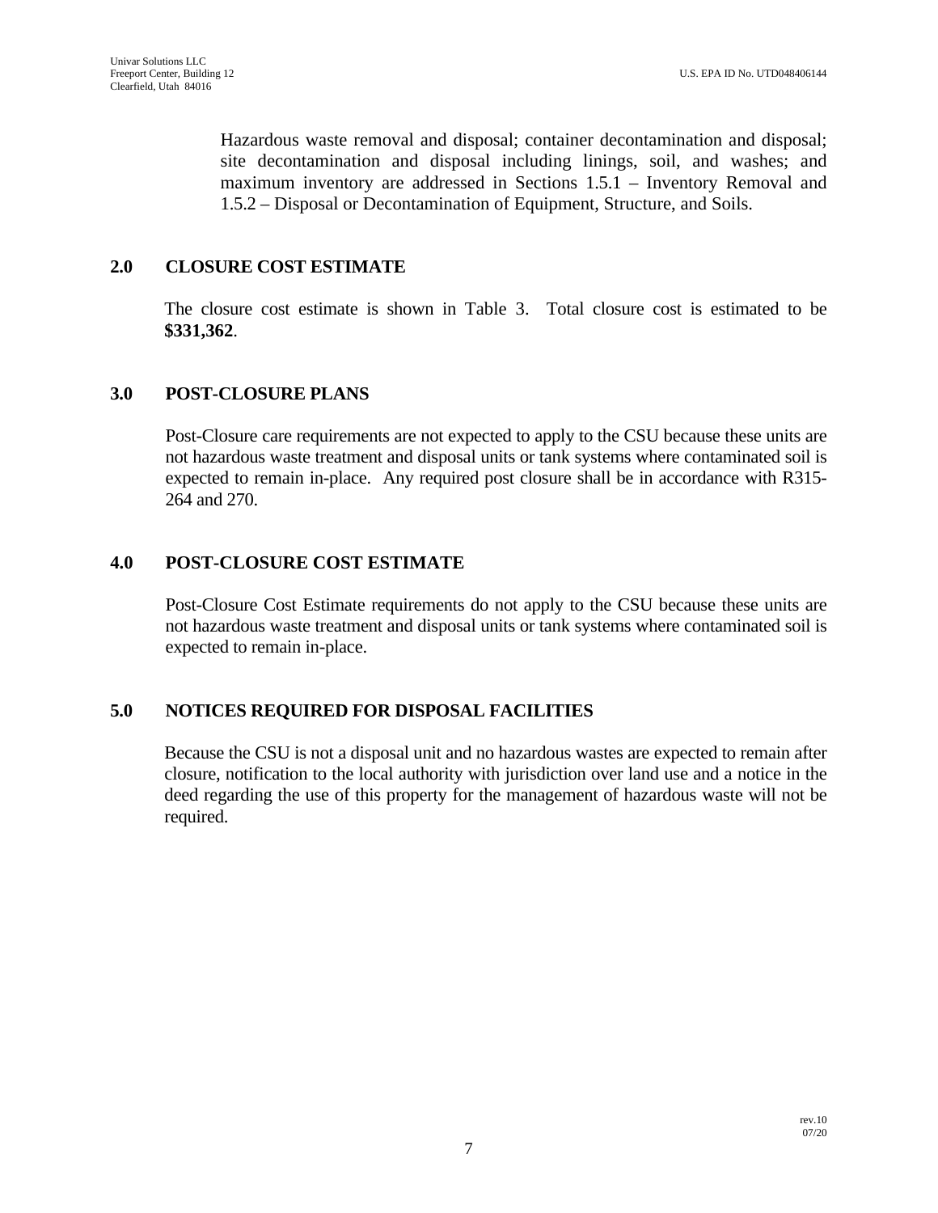Hazardous waste removal and disposal; container decontamination and disposal; site decontamination and disposal including linings, soil, and washes; and maximum inventory are addressed in Sections 1.5.1 – Inventory Removal and 1.5.2 – Disposal or Decontamination of Equipment, Structure, and Soils.

## 2.0 CLOSURE COST ESTIMATE

The closure cost estimate is shown in Table 3. Total closure cost is estimated to be **$331,362**.

## 3.0 POST-CLOSURE PLANS

Post-Closure care requirements are not expected to apply to the CSU because these units are not hazardous waste treatment and disposal units or tank systems where contaminated soil is expected to remain in-place. Any required post closure shall be in accordance with R315-264 and 270.

## 4.0 POST-CLOSURE COST ESTIMATE

Post-Closure Cost Estimate requirements do not apply to the CSU because these units are not hazardous waste treatment and disposal units or tank systems where contaminated soil is expected to remain in-place.

## 5.0 NOTICES REQUIRED FOR DISPOSAL FACILITIES

Because the CSU is not a disposal unit and no hazardous wastes are expected to remain after closure, notification to the local authority with jurisdiction over land use and a notice in the deed regarding the use of this property for the management of hazardous waste will not be required.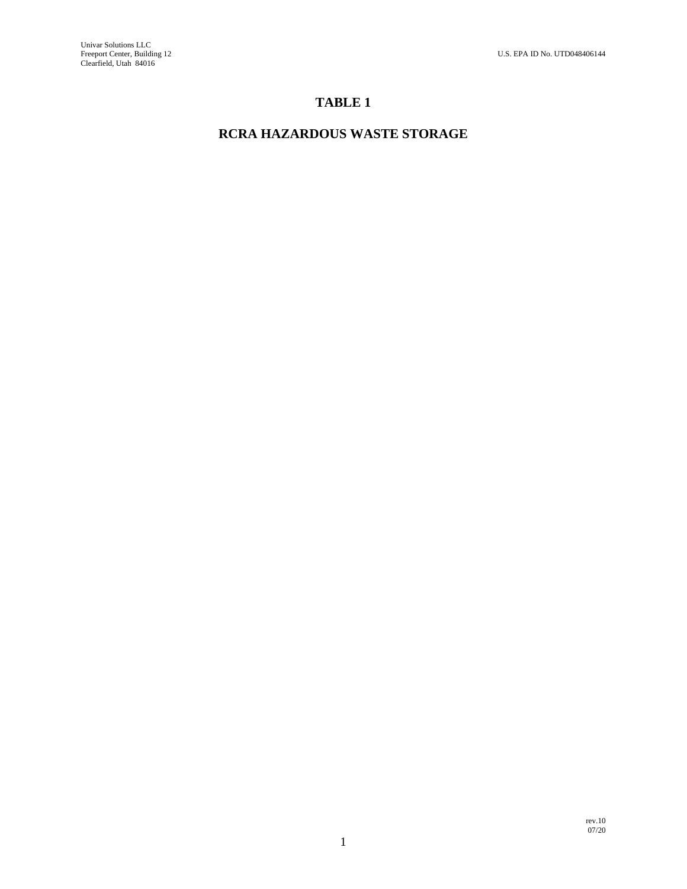# TABLE 1

## RCRA HAZARDOUS WASTE STORAGE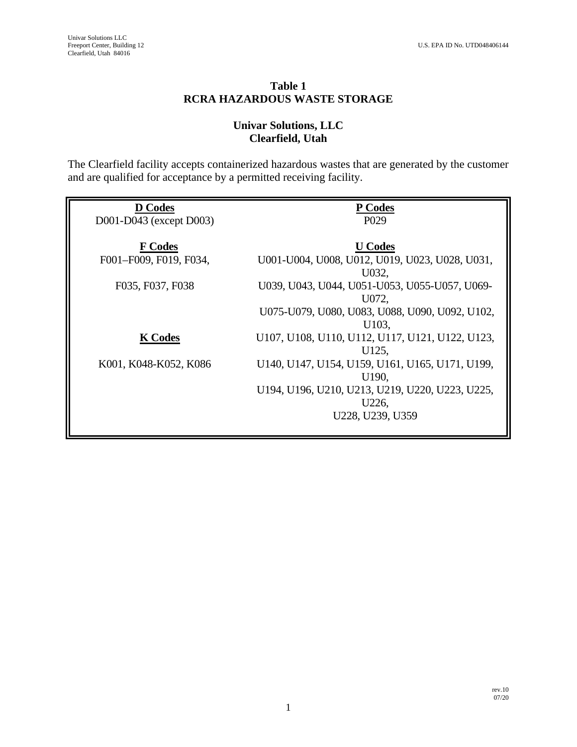## Table 1
## RCRA HAZARDOUS WASTE STORAGE

### Univar Solutions, LLC
### Clearfield, Utah

The Clearfield facility accepts containerized hazardous wastes that are generated by the customer and are qualified for acceptance by a permitted receiving facility.

| **D Codes** | **P Codes** |
|---|---|
| D001-D043 (except D003) | P029 |
| **F Codes** | **U Codes** |
| F001–F009, F019, F034, F035, F037, F038 | U001-U004, U008, U012, U019, U023, U028, U031, U032, U039, U043, U044, U051-U053, U055-U057, U069-U072, U075-U079, U080, U083, U088, U090, U092, U102, U103, U107, U108, U110, U112, U117, U121, U122, U123, U125, U140, U147, U154, U159, U161, U165, U171, U199, U190, U194, U196, U210, U213, U219, U220, U223, U225, U226, U228, U239, U359 |
| **K Codes** | |
| K001, K048-K052, K086 | |

rev.10
07/20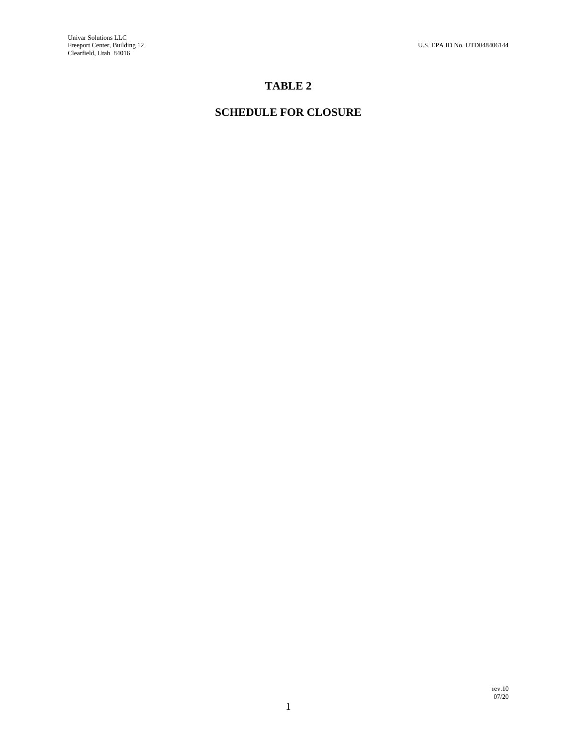# TABLE 2

## SCHEDULE FOR CLOSURE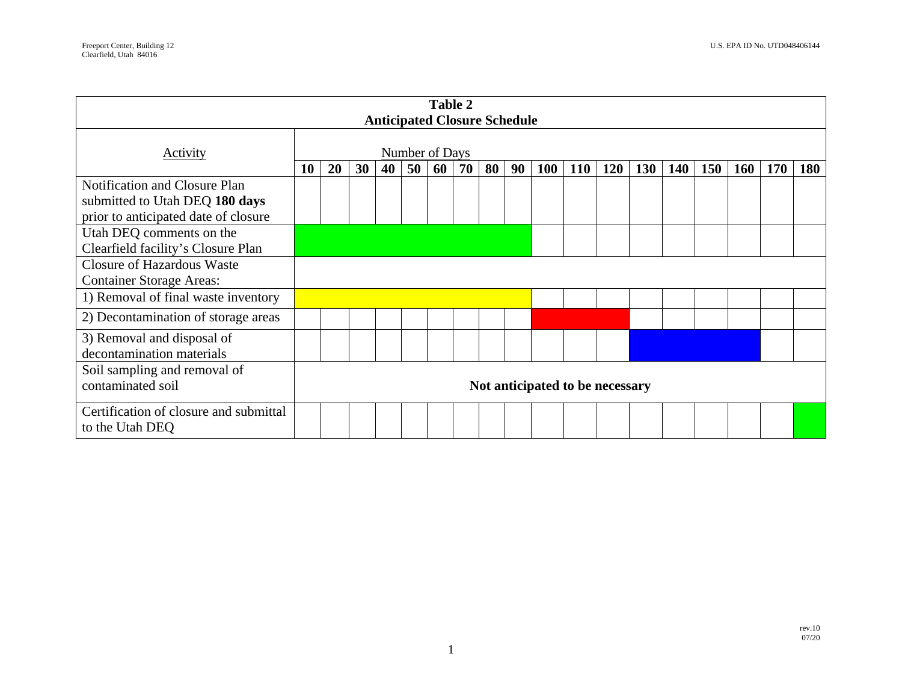**Table 2**
**Anticipated Closure Schedule**

| Activity | Number of Days | | | | | | | | | | | | | | | | | |
|---|---|---|---|---|---|---|---|---|---|---|---|---|---|---|---|---|---|---|
| | **10** | **20** | **30** | **40** | **50** | **60** | **70** | **80** | **90** | **100** | **110** | **120** | **130** | **140** | **150** | **160** | **170** | **180** |
| Notification and Closure Plan submitted to Utah DEQ **180 days** prior to anticipated date of closure | | | | | | | | | | | | | | | | | | |
| Utah DEQ comments on the Clearfield facility's Closure Plan | ■ | ■ | ■ | ■ | ■ | ■ | ■ | ■ | ■ | | | | | | | | | |
| Closure of Hazardous Waste Container Storage Areas: | | | | | | | | | | | | | | | | | | |
| 1) Removal of final waste inventory | ■ | ■ | ■ | ■ | ■ | ■ | ■ | ■ | ■ | | | | | | | | | |
| 2) Decontamination of storage areas | | | | | | | | | | ■ | ■ | ■ | | | | | | |
| 3) Removal and disposal of decontamination materials | | | | | | | | | | | | | ■ | ■ | ■ | ■ | | |
| Soil sampling and removal of contaminated soil | **Not anticipated to be necessary** | | | | | | | | | | | | | | | | | |
| Certification of closure and submittal to the Utah DEQ | | | | | | | | | | | | | | | | | | ■ |

rev.10
07/20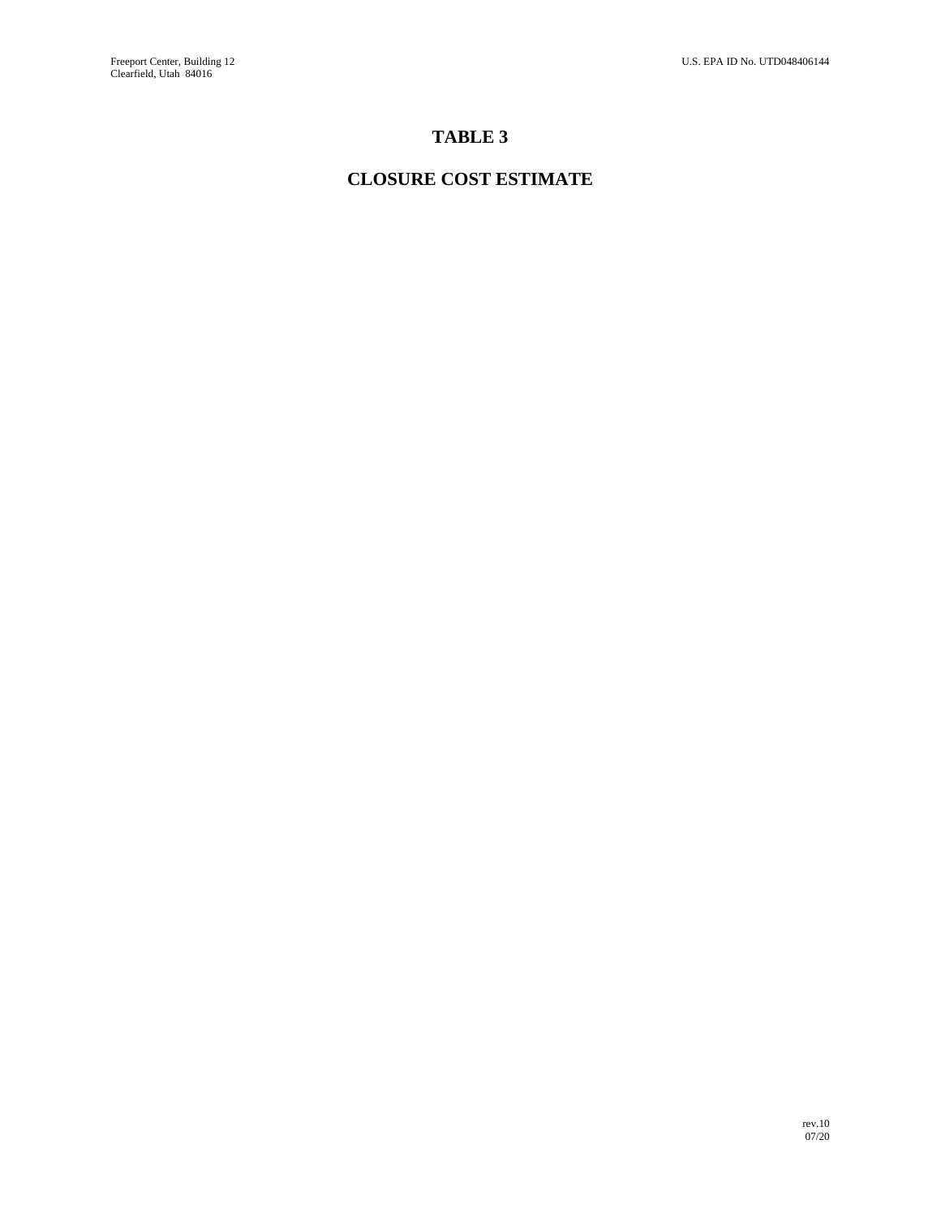# TABLE 3

# CLOSURE COST ESTIMATE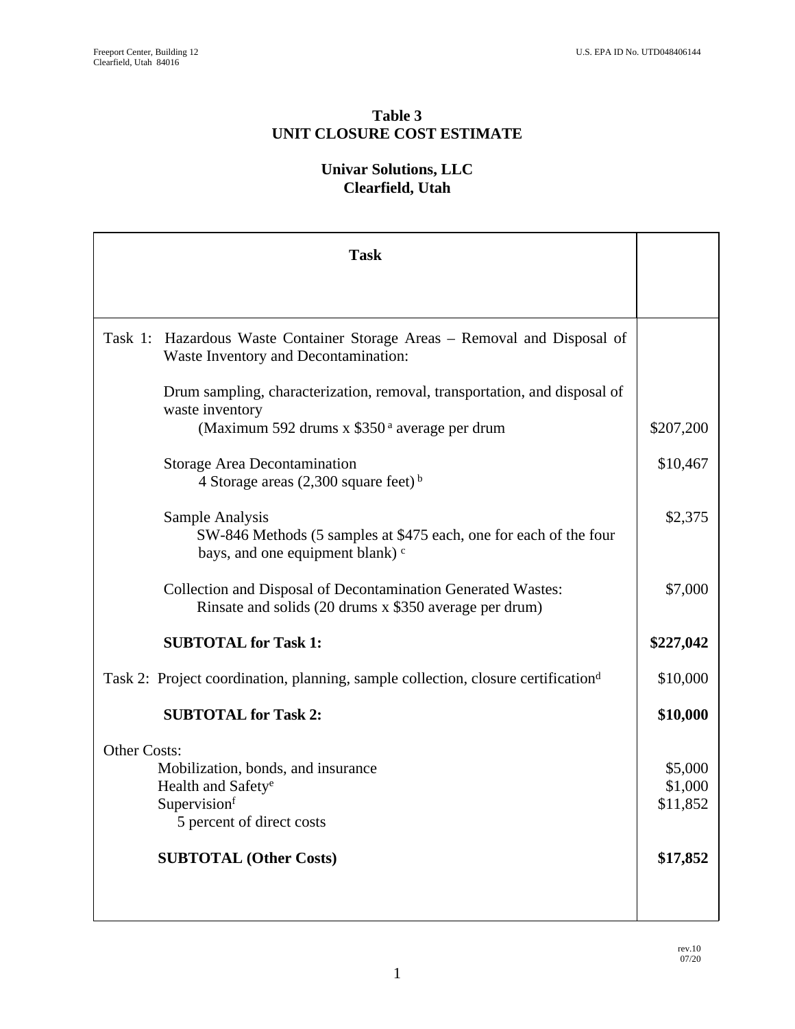# Table 3
# UNIT CLOSURE COST ESTIMATE

## Univar Solutions, LLC
## Clearfield, Utah

| Task | |
|---|---|
| Task 1: Hazardous Waste Container Storage Areas – Removal and Disposal of Waste Inventory and Decontamination: | |
| Drum sampling, characterization, removal, transportation, and disposal of waste inventory (Maximum 592 drums x $350 [a] average per drum | $207,200 |
| Storage Area Decontamination 4 Storage areas (2,300 square feet) [b] | $10,467 |
| Sample Analysis SW-846 Methods (5 samples at $475 each, one for each of the four bays, and one equipment blank) [c] | $2,375 |
| Collection and Disposal of Decontamination Generated Wastes: Rinsate and solids (20 drums x $350 average per drum) | $7,000 |
| **SUBTOTAL for Task 1:** | **$227,042** |
| Task 2: Project coordination, planning, sample collection, closure certification[d] | $10,000 |
| **SUBTOTAL for Task 2:** | **$10,000** |
| Other Costs: | |
| Mobilization, bonds, and insurance | $5,000 |
| Health and Safety[e] | $1,000 |
| Supervision[f] 5 percent of direct costs | $11,852 |
| **SUBTOTAL (Other Costs)** | **$17,852** |

rev.10
07/20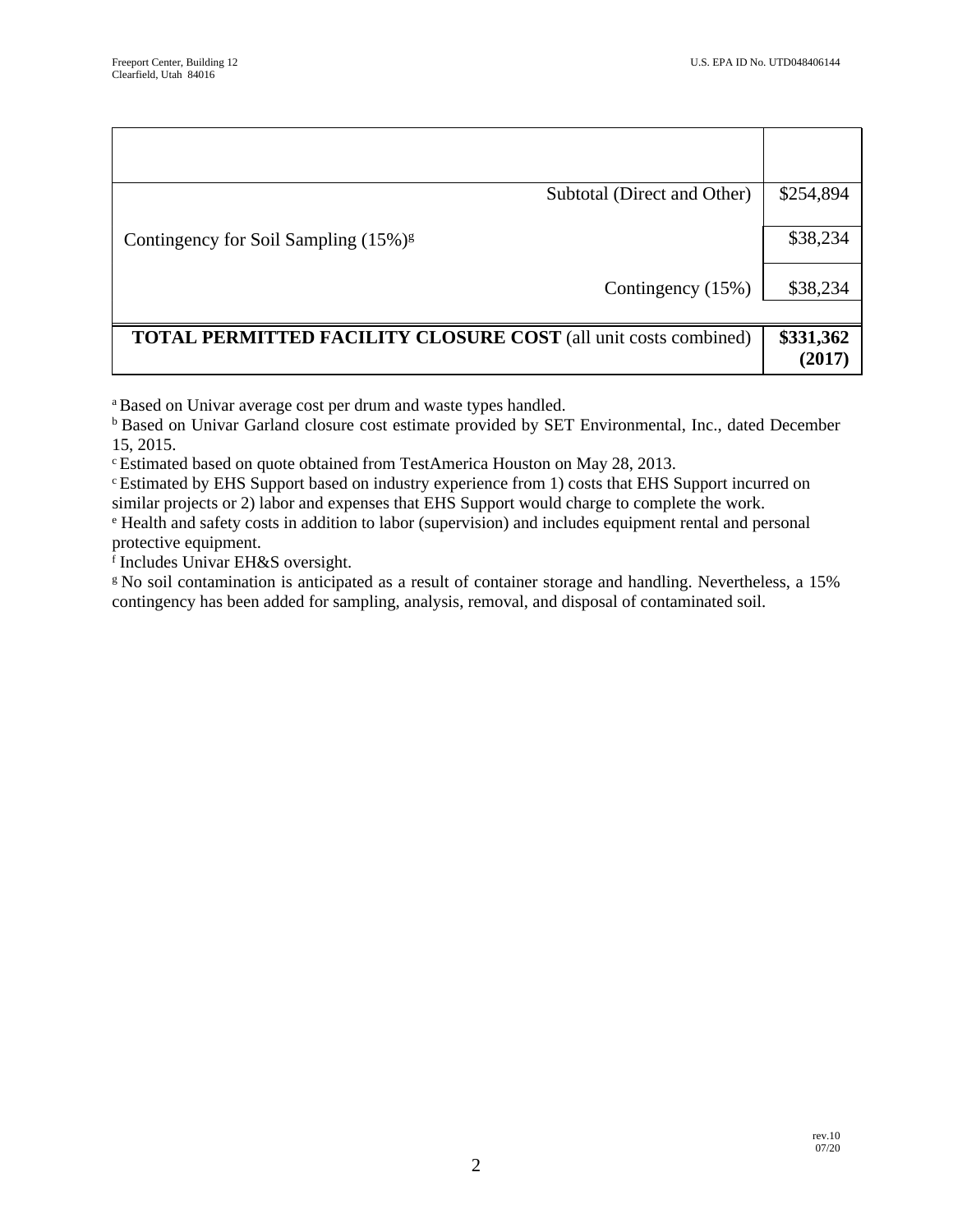| | |
|---|---|
| | |
| Subtotal (Direct and Other) | $254,894 |
| Contingency for Soil Sampling (15%)[g] | $38,234 |
| Contingency (15%) | $38,234 |
| | |
| **TOTAL PERMITTED FACILITY CLOSURE COST** (all unit costs combined) | **$331,362 (2017)** |

[a] Based on Univar average cost per drum and waste types handled.

[b] Based on Univar Garland closure cost estimate provided by SET Environmental, Inc., dated December 15, 2015.

[c] Estimated based on quote obtained from TestAmerica Houston on May 28, 2013.

[c] Estimated by EHS Support based on industry experience from 1) costs that EHS Support incurred on similar projects or 2) labor and expenses that EHS Support would charge to complete the work.

[e] Health and safety costs in addition to labor (supervision) and includes equipment rental and personal protective equipment.

[f] Includes Univar EH&S oversight.

[g] No soil contamination is anticipated as a result of container storage and handling. Nevertheless, a 15% contingency has been added for sampling, analysis, removal, and disposal of contaminated soil.